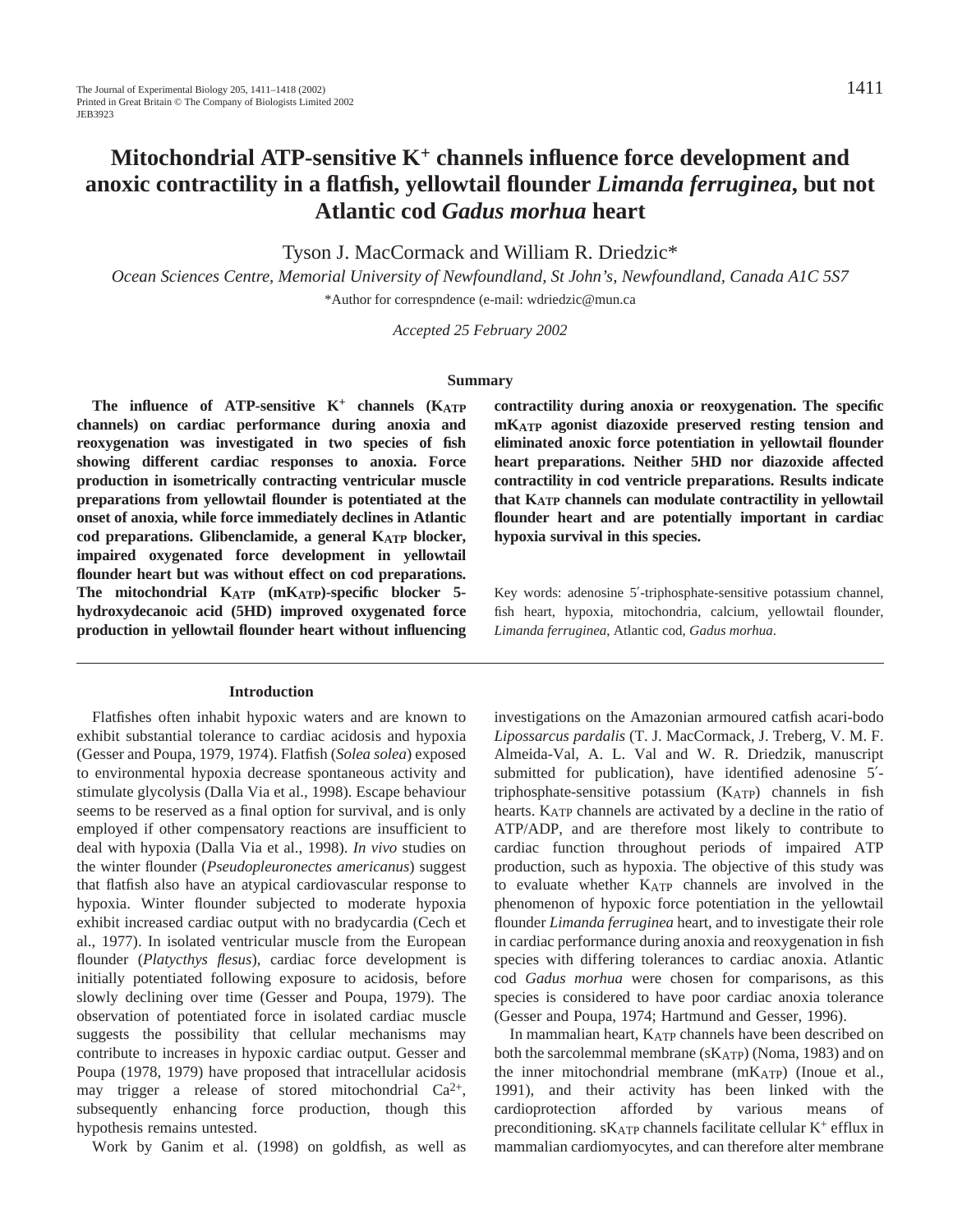# Mitochondrial ATP-sensitive $K^+$ channels influence force development and anoxic contractility in a flatfish, yellowtail flounder *Limanda ferruginea*, but not Atlantic cod *Gadus morhua* heart

Tyson J. MacCormack and William R. Driedzic*

*Ocean Sciences Centre, Memorial University of Newfoundland, St John's, Newfoundland, Canada A1C 5S7*

*Author for correspndence (e-mail: wdriedzic@mun.ca

*Accepted 25 February 2002*

## Summary

**The influence of ATP-sensitive $K^+$ channels ($K_{ATP}$ channels) on cardiac performance during anoxia and reoxygenation was investigated in two species of fish showing different cardiac responses to anoxia. Force production in isometrically contracting ventricular muscle preparations from yellowtail flounder is potentiated at the onset of anoxia, while force immediately declines in Atlantic cod preparations. Glibenclamide, a general $K_{ATP}$ blocker, impaired oxygenated force development in yellowtail flounder heart but was without effect on cod preparations. The mitochondrial $K_{ATP}$ ($mK_{ATP}$)-specific blocker 5-hydroxydecanoic acid (5HD) improved oxygenated force production in yellowtail flounder heart without influencing contractility during anoxia or reoxygenation. The specific $mK_{ATP}$ agonist diazoxide preserved resting tension and eliminated anoxic force potentiation in yellowtail flounder heart preparations. Neither 5HD nor diazoxide affected contractility in cod ventricle preparations. Results indicate that $K_{ATP}$ channels can modulate contractility in yellowtail flounder heart and are potentially important in cardiac hypoxia survival in this species.**

Key words: adenosine 5′-triphosphate-sensitive potassium channel, fish heart, hypoxia, mitochondria, calcium, yellowtail flounder, *Limanda ferruginea*, Atlantic cod, *Gadus morhua*.

## Introduction

Flatfishes often inhabit hypoxic waters and are known to exhibit substantial tolerance to cardiac acidosis and hypoxia (Gesser and Poupa, 1979, 1974). Flatfish (*Solea solea*) exposed to environmental hypoxia decrease spontaneous activity and stimulate glycolysis (Dalla Via et al., 1998). Escape behaviour seems to be reserved as a final option for survival, and is only employed if other compensatory reactions are insufficient to deal with hypoxia (Dalla Via et al., 1998). *In vivo* studies on the winter flounder (*Pseudopleuronectes americanus*) suggest that flatfish also have an atypical cardiovascular response to hypoxia. Winter flounder subjected to moderate hypoxia exhibit increased cardiac output with no bradycardia (Cech et al., 1977). In isolated ventricular muscle from the European flounder (*Platycthys flesus*), cardiac force development is initially potentiated following exposure to acidosis, before slowly declining over time (Gesser and Poupa, 1979). The observation of potentiated force in isolated cardiac muscle suggests the possibility that cellular mechanisms may contribute to increases in hypoxic cardiac output. Gesser and Poupa (1978, 1979) have proposed that intracellular acidosis may trigger a release of stored mitochondrial $Ca^{2+}$, subsequently enhancing force production, though this hypothesis remains untested.

Work by Ganim et al. (1998) on goldfish, as well as investigations on the Amazonian armoured catfish acari-bodo *Lipossarcus pardalis* (T. J. MacCormack, J. Treberg, V. M. F. Almeida-Val, A. L. Val and W. R. Driedzik, manuscript submitted for publication), have identified adenosine 5′-triphosphate-sensitive potassium ($K_{ATP}$) channels in fish hearts. $K_{ATP}$ channels are activated by a decline in the ratio of ATP/ADP, and are therefore most likely to contribute to cardiac function throughout periods of impaired ATP production, such as hypoxia. The objective of this study was to evaluate whether $K_{ATP}$ channels are involved in the phenomenon of hypoxic force potentiation in the yellowtail flounder *Limanda ferruginea* heart, and to investigate their role in cardiac performance during anoxia and reoxygenation in fish species with differing tolerances to cardiac anoxia. Atlantic cod *Gadus morhua* were chosen for comparisons, as this species is considered to have poor cardiac anoxia tolerance (Gesser and Poupa, 1974; Hartmund and Gesser, 1996).

In mammalian heart, $K_{ATP}$ channels have been described on both the sarcolemmal membrane ($sK_{ATP}$) (Noma, 1983) and on the inner mitochondrial membrane ($mK_{ATP}$) (Inoue et al., 1991), and their activity has been linked with the cardioprotection afforded by various means of preconditioning. $sK_{ATP}$ channels facilitate cellular $K^+$ efflux in mammalian cardiomyocytes, and can therefore alter membrane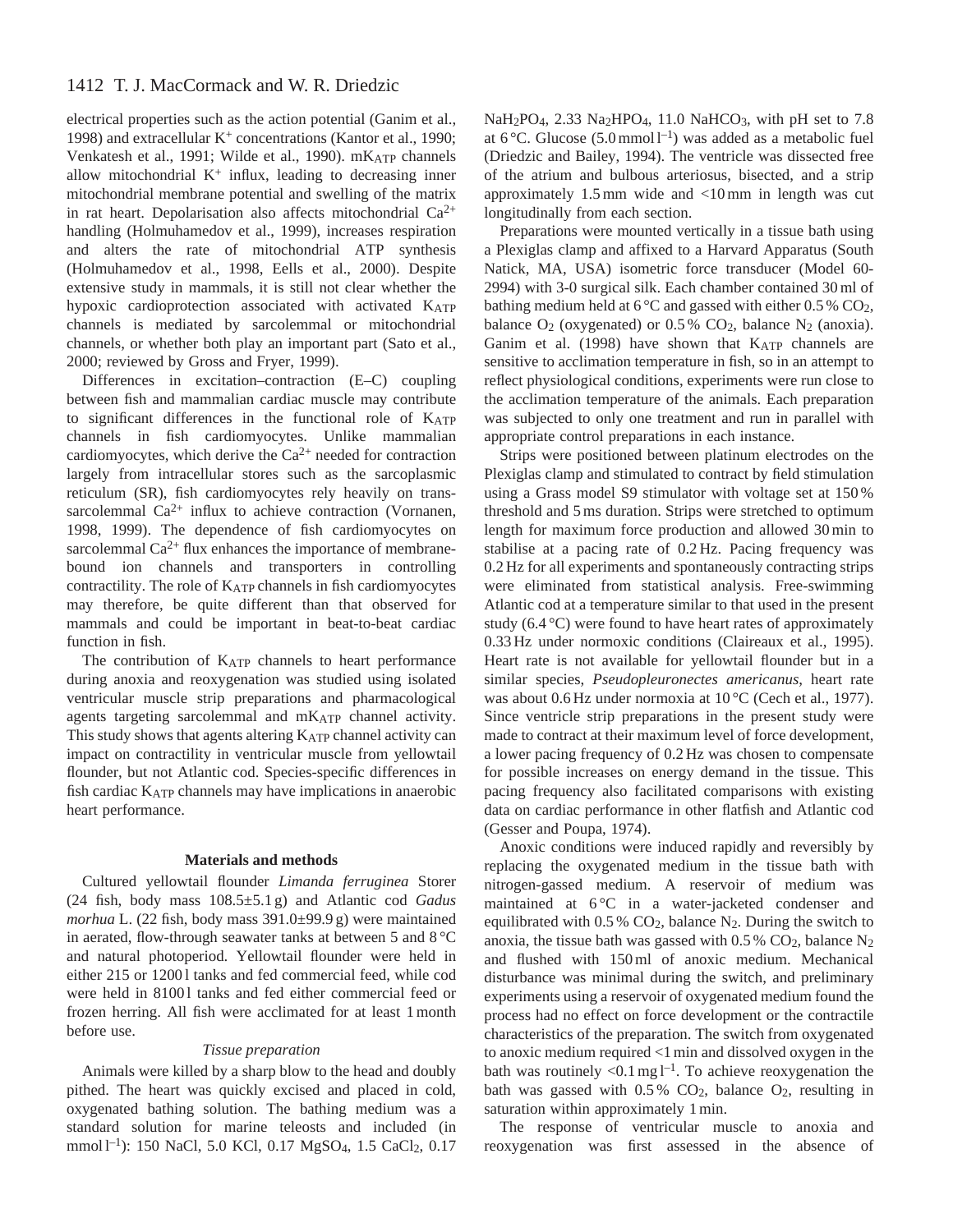electrical properties such as the action potential (Ganim et al., 1998) and extracellular $K^+$ concentrations (Kantor et al., 1990; Venkatesh et al., 1991; Wilde et al., 1990). $mK_{ATP}$ channels allow mitochondrial $K^+$ influx, leading to decreasing inner mitochondrial membrane potential and swelling of the matrix in rat heart. Depolarisation also affects mitochondrial $Ca^{2+}$ handling (Holmuhamedov et al., 1999), increases respiration and alters the rate of mitochondrial ATP synthesis (Holmuhamedov et al., 1998, Eells et al., 2000). Despite extensive study in mammals, it is still not clear whether the hypoxic cardioprotection associated with activated $K_{ATP}$ channels is mediated by sarcolemmal or mitochondrial channels, or whether both play an important part (Sato et al., 2000; reviewed by Gross and Fryer, 1999).

Differences in excitation–contraction (E–C) coupling between fish and mammalian cardiac muscle may contribute to significant differences in the functional role of $K_{ATP}$ channels in fish cardiomyocytes. Unlike mammalian cardiomyocytes, which derive the $Ca^{2+}$ needed for contraction largely from intracellular stores such as the sarcoplasmic reticulum (SR), fish cardiomyocytes rely heavily on trans-sarcolemmal $Ca^{2+}$ influx to achieve contraction (Vornanen, 1998, 1999). The dependence of fish cardiomyocytes on sarcolemmal $Ca^{2+}$ flux enhances the importance of membrane-bound ion channels and transporters in controlling contractility. The role of $K_{ATP}$ channels in fish cardiomyocytes may therefore, be quite different than that observed for mammals and could be important in beat-to-beat cardiac function in fish.

The contribution of $K_{ATP}$ channels to heart performance during anoxia and reoxygenation was studied using isolated ventricular muscle strip preparations and pharmacological agents targeting sarcolemmal and $mK_{ATP}$ channel activity. This study shows that agents altering $K_{ATP}$ channel activity can impact on contractility in ventricular muscle from yellowtail flounder, but not Atlantic cod. Species-specific differences in fish cardiac $K_{ATP}$ channels may have implications in anaerobic heart performance.

## Materials and methods

Cultured yellowtail flounder *Limanda ferruginea* Storer (24 fish, body mass 108.5±5.1 g) and Atlantic cod *Gadus morhua* L. (22 fish, body mass 391.0±99.9 g) were maintained in aerated, flow-through seawater tanks at between 5 and 8 °C and natural photoperiod. Yellowtail flounder were held in either 215 or 1200 l tanks and fed commercial feed, while cod were held in 8100 l tanks and fed either commercial feed or frozen herring. All fish were acclimated for at least 1 month before use.

### *Tissue preparation*

Animals were killed by a sharp blow to the head and doubly pithed. The heart was quickly excised and placed in cold, oxygenated bathing solution. The bathing medium was a standard solution for marine teleosts and included (in mmol $l^{-1}$): 150 NaCl, 5.0 KCl, 0.17 $MgSO_4$, 1.5 $CaCl_2$, 0.17 $NaH_2PO_4$, 2.33 $Na_2HPO_4$, 11.0 $NaHCO_3$, with pH set to 7.8 at 6 °C. Glucose (5.0 mmol $l^{-1}$) was added as a metabolic fuel (Driedzic and Bailey, 1994). The ventricle was dissected free of the atrium and bulbous arteriosus, bisected, and a strip approximately 1.5 mm wide and <10 mm in length was cut longitudinally from each section.

Preparations were mounted vertically in a tissue bath using a Plexiglas clamp and affixed to a Harvard Apparatus (South Natick, MA, USA) isometric force transducer (Model 60-2994) with 3-0 surgical silk. Each chamber contained 30 ml of bathing medium held at 6 °C and gassed with either 0.5 % $CO_2$, balance $O_2$ (oxygenated) or 0.5 % $CO_2$, balance $N_2$ (anoxia). Ganim et al. (1998) have shown that $K_{ATP}$ channels are sensitive to acclimation temperature in fish, so in an attempt to reflect physiological conditions, experiments were run close to the acclimation temperature of the animals. Each preparation was subjected to only one treatment and run in parallel with appropriate control preparations in each instance.

Strips were positioned between platinum electrodes on the Plexiglas clamp and stimulated to contract by field stimulation using a Grass model S9 stimulator with voltage set at 150 % threshold and 5 ms duration. Strips were stretched to optimum length for maximum force production and allowed 30 min to stabilise at a pacing rate of 0.2 Hz. Pacing frequency was 0.2 Hz for all experiments and spontaneously contracting strips were eliminated from statistical analysis. Free-swimming Atlantic cod at a temperature similar to that used in the present study (6.4 °C) were found to have heart rates of approximately 0.33 Hz under normoxic conditions (Claireaux et al., 1995). Heart rate is not available for yellowtail flounder but in a similar species, *Pseudopleuronectes americanus*, heart rate was about 0.6 Hz under normoxia at 10 °C (Cech et al., 1977). Since ventricle strip preparations in the present study were made to contract at their maximum level of force development, a lower pacing frequency of 0.2 Hz was chosen to compensate for possible increases on energy demand in the tissue. This pacing frequency also facilitated comparisons with existing data on cardiac performance in other flatfish and Atlantic cod (Gesser and Poupa, 1974).

Anoxic conditions were induced rapidly and reversibly by replacing the oxygenated medium in the tissue bath with nitrogen-gassed medium. A reservoir of medium was maintained at 6 °C in a water-jacketed condenser and equilibrated with 0.5 % $CO_2$, balance $N_2$. During the switch to anoxia, the tissue bath was gassed with 0.5 % $CO_2$, balance $N_2$ and flushed with 150 ml of anoxic medium. Mechanical disturbance was minimal during the switch, and preliminary experiments using a reservoir of oxygenated medium found the process had no effect on force development or the contractile characteristics of the preparation. The switch from oxygenated to anoxic medium required <1 min and dissolved oxygen in the bath was routinely <0.1 mg $l^{-1}$. To achieve reoxygenation the bath was gassed with 0.5 % $CO_2$, balance $O_2$, resulting in saturation within approximately 1 min.

The response of ventricular muscle to anoxia and reoxygenation was first assessed in the absence of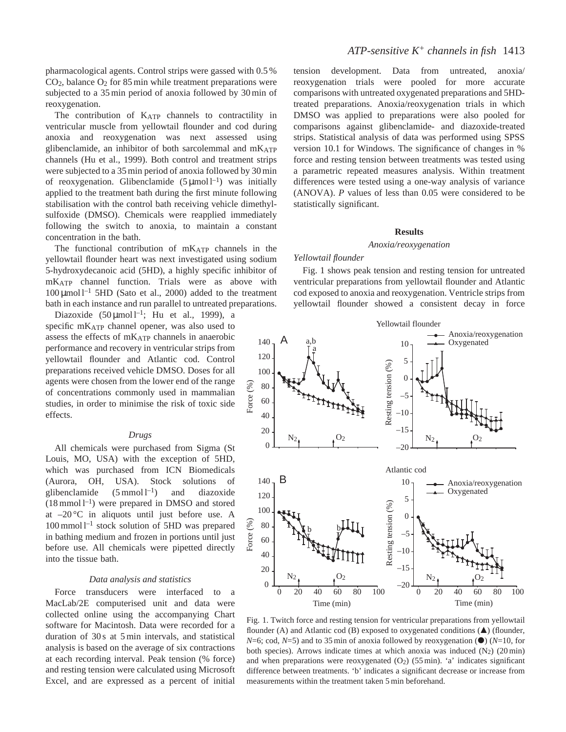pharmacological agents. Control strips were gassed with 0.5% $CO_2$, balance $O_2$ for 85 min while treatment preparations were subjected to a 35 min period of anoxia followed by 30 min of reoxygenation.

The contribution of $K_{ATP}$ channels to contractility in ventricular muscle from yellowtail flounder and cod during anoxia and reoxygenation was next assessed using glibenclamide, an inhibitor of both sarcolemmal and $mK_{ATP}$ channels (Hu et al., 1999). Both control and treatment strips were subjected to a 35 min period of anoxia followed by 30 min of reoxygenation. Glibenclamide ($5\,\mu mol\,l^{-1}$) was initially applied to the treatment bath during the first minute following stabilisation with the control bath receiving vehicle dimethylsulfoxide (DMSO). Chemicals were reapplied immediately following the switch to anoxia, to maintain a constant concentration in the bath.

The functional contribution of $mK_{ATP}$ channels in the yellowtail flounder heart was next investigated using sodium 5-hydroxydecanoic acid (5HD), a highly specific inhibitor of $mK_{ATP}$ channel function. Trials were as above with $100\,\mu mol\,l^{-1}$ 5HD (Sato et al., 2000) added to the treatment bath in each instance and run parallel to untreated preparations.

Diazoxide ($50\,\mu mol\,l^{-1}$; Hu et al., 1999), a specific $mK_{ATP}$ channel opener, was also used to assess the effects of $mK_{ATP}$ channels in anaerobic performance and recovery in ventricular strips from yellowtail flounder and Atlantic cod. Control preparations received vehicle DMSO. Doses for all agents were chosen from the lower end of the range of concentrations commonly used in mammalian studies, in order to minimise the risk of toxic side effects.

### *Drugs*

All chemicals were purchased from Sigma (St Louis, MO, USA) with the exception of 5HD, which was purchased from ICN Biomedicals (Aurora, OH, USA). Stock solutions of glibenclamide ($5\,mmol\,l^{-1}$) and diazoxide ($18\,mmol\,l^{-1}$) were prepared in DMSO and stored at $-20\,°C$ in aliquots until just before use. A $100\,mmol\,l^{-1}$ stock solution of 5HD was prepared in bathing medium and frozen in portions until just before use. All chemicals were pipetted directly into the tissue bath.

### *Data analysis and statistics*

Force transducers were interfaced to a MacLab/2E computerised unit and data were collected online using the accompanying Chart software for Macintosh. Data were recorded for a duration of 30 s at 5 min intervals, and statistical analysis is based on the average of six contractions at each recording interval. Peak tension (% force) and resting tension were calculated using Microsoft Excel, and are expressed as a percent of initial tension development. Data from untreated, anoxia/reoxygenation trials were pooled for more accurate comparisons with untreated oxygenated preparations and 5HD-treated preparations. Anoxia/reoxygenation trials in which DMSO was applied to preparations were also pooled for comparisons against glibenclamide- and diazoxide-treated strips. Statistical analysis of data was performed using SPSS version 10.1 for Windows. The significance of changes in % force and resting tension between treatments was tested using a parametric repeated measures analysis. Within treatment differences were tested using a one-way analysis of variance (ANOVA). $P$ values of less than 0.05 were considered to be statistically significant.

## Results

### *Anoxia/reoxygenation*

#### *Yellowtail flounder*

Fig. 1 shows peak tension and resting tension for untreated ventricular preparations from yellowtail flounder and Atlantic cod exposed to anoxia and reoxygenation. Ventricle strips from yellowtail flounder showed a consistent decay in force

Fig. 1. Twitch force and resting tension for ventricular preparations from yellowtail flounder (A) and Atlantic cod (B) exposed to oxygenated conditions (▲) (flounder, $N$=6; cod, $N$=5) and to 35 min of anoxia followed by reoxygenation (●) ($N$=10, for both species). Arrows indicate times at which anoxia was induced ($N_2$) (20 min) and when preparations were reoxygenated ($O_2$) (55 min). 'a' indicates significant difference between treatments. 'b' indicates a significant decrease or increase from measurements within the treatment taken 5 min beforehand.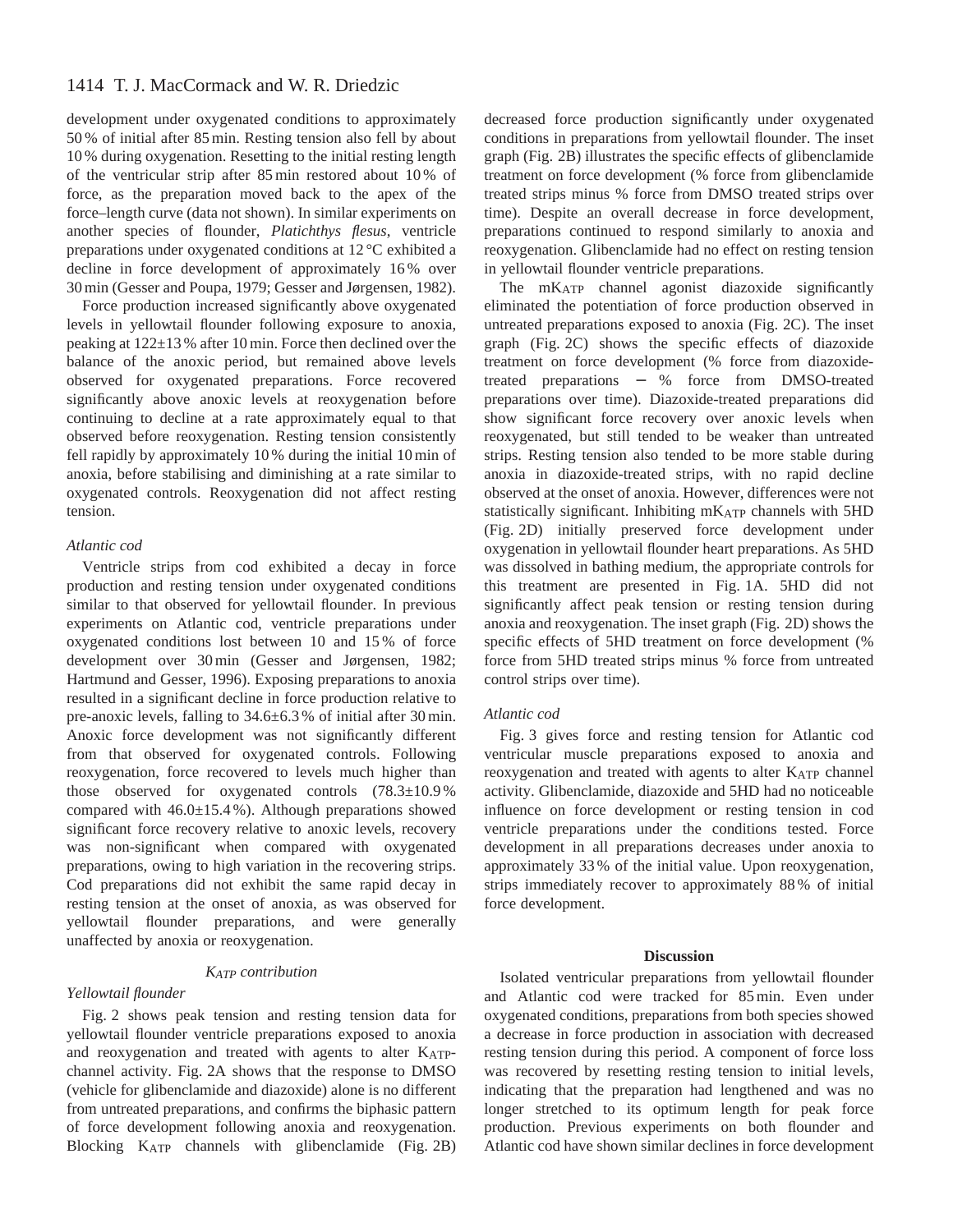development under oxygenated conditions to approximately 50% of initial after 85 min. Resting tension also fell by about 10% during oxygenation. Resetting to the initial resting length of the ventricular strip after 85 min restored about 10% of force, as the preparation moved back to the apex of the force–length curve (data not shown). In similar experiments on another species of flounder, *Platichthys flesus*, ventricle preparations under oxygenated conditions at 12°C exhibited a decline in force development of approximately 16% over 30 min (Gesser and Poupa, 1979; Gesser and Jørgensen, 1982).

Force production increased significantly above oxygenated levels in yellowtail flounder following exposure to anoxia, peaking at 122±13% after 10 min. Force then declined over the balance of the anoxic period, but remained above levels observed for oxygenated preparations. Force recovered significantly above anoxic levels at reoxygenation before continuing to decline at a rate approximately equal to that observed before reoxygenation. Resting tension consistently fell rapidly by approximately 10% during the initial 10 min of anoxia, before stabilising and diminishing at a rate similar to oxygenated controls. Reoxygenation did not affect resting tension.

### *Atlantic cod*

Ventricle strips from cod exhibited a decay in force production and resting tension under oxygenated conditions similar to that observed for yellowtail flounder. In previous experiments on Atlantic cod, ventricle preparations under oxygenated conditions lost between 10 and 15% of force development over 30 min (Gesser and Jørgensen, 1982; Hartmund and Gesser, 1996). Exposing preparations to anoxia resulted in a significant decline in force production relative to pre-anoxic levels, falling to 34.6±6.3% of initial after 30 min. Anoxic force development was not significantly different from that observed for oxygenated controls. Following reoxygenation, force recovered to levels much higher than those observed for oxygenated controls (78.3±10.9% compared with 46.0±15.4%). Although preparations showed significant force recovery relative to anoxic levels, recovery was non-significant when compared with oxygenated preparations, owing to high variation in the recovering strips. Cod preparations did not exhibit the same rapid decay in resting tension at the onset of anoxia, as was observed for yellowtail flounder preparations, and were generally unaffected by anoxia or reoxygenation.

## *$K_{ATP}$ contribution*

### *Yellowtail flounder*

Fig. 2 shows peak tension and resting tension data for yellowtail flounder ventricle preparations exposed to anoxia and reoxygenation and treated with agents to alter $K_{ATP}$-channel activity. Fig. 2A shows that the response to DMSO (vehicle for glibenclamide and diazoxide) alone is no different from untreated preparations, and confirms the biphasic pattern of force development following anoxia and reoxygenation. Blocking $K_{ATP}$ channels with glibenclamide (Fig. 2B) decreased force production significantly under oxygenated conditions in preparations from yellowtail flounder. The inset graph (Fig. 2B) illustrates the specific effects of glibenclamide treatment on force development (% force from glibenclamide treated strips minus % force from DMSO treated strips over time). Despite an overall decrease in force development, preparations continued to respond similarly to anoxia and reoxygenation. Glibenclamide had no effect on resting tension in yellowtail flounder ventricle preparations.

The $mK_{ATP}$ channel agonist diazoxide significantly eliminated the potentiation of force production observed in untreated preparations exposed to anoxia (Fig. 2C). The inset graph (Fig. 2C) shows the specific effects of diazoxide treatment on force development (% force from diazoxide-treated preparations − % force from DMSO-treated preparations over time). Diazoxide-treated preparations did show significant force recovery over anoxic levels when reoxygenated, but still tended to be weaker than untreated strips. Resting tension also tended to be more stable during anoxia in diazoxide-treated strips, with no rapid decline observed at the onset of anoxia. However, differences were not statistically significant. Inhibiting $mK_{ATP}$ channels with 5HD (Fig. 2D) initially preserved force development under oxygenation in yellowtail flounder heart preparations. As 5HD was dissolved in bathing medium, the appropriate controls for this treatment are presented in Fig. 1A. 5HD did not significantly affect peak tension or resting tension during anoxia and reoxygenation. The inset graph (Fig. 2D) shows the specific effects of 5HD treatment on force development (% force from 5HD treated strips minus % force from untreated control strips over time).

### *Atlantic cod*

Fig. 3 gives force and resting tension for Atlantic cod ventricular muscle preparations exposed to anoxia and reoxygenation and treated with agents to alter $K_{ATP}$ channel activity. Glibenclamide, diazoxide and 5HD had no noticeable influence on force development or resting tension in cod ventricle preparations under the conditions tested. Force development in all preparations decreases under anoxia to approximately 33% of the initial value. Upon reoxygenation, strips immediately recover to approximately 88% of initial force development.

## Discussion

Isolated ventricular preparations from yellowtail flounder and Atlantic cod were tracked for 85 min. Even under oxygenated conditions, preparations from both species showed a decrease in force production in association with decreased resting tension during this period. A component of force loss was recovered by resetting resting tension to initial levels, indicating that the preparation had lengthened and was no longer stretched to its optimum length for peak force production. Previous experiments on both flounder and Atlantic cod have shown similar declines in force development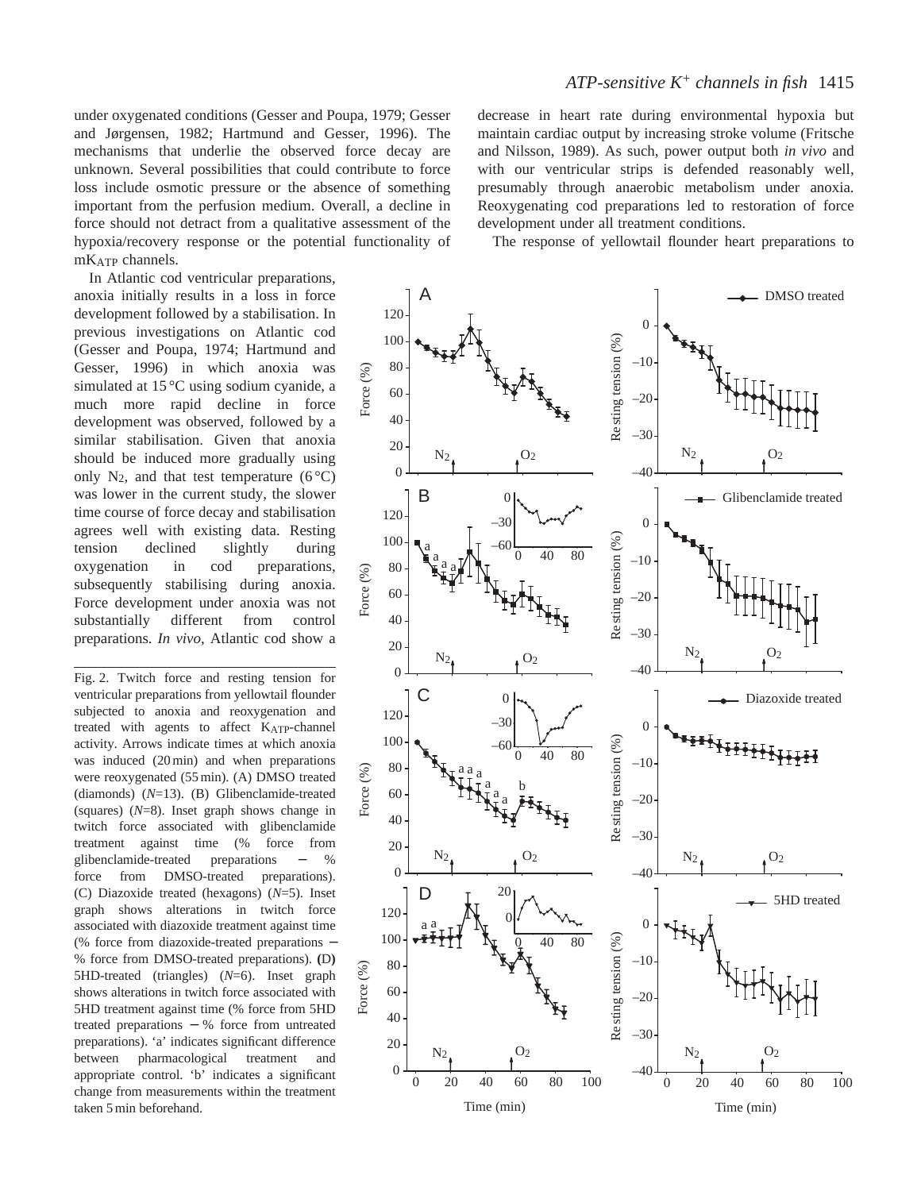under oxygenated conditions (Gesser and Poupa, 1979; Gesser and Jørgensen, 1982; Hartmund and Gesser, 1996). The mechanisms that underlie the observed force decay are unknown. Several possibilities that could contribute to force loss include osmotic pressure or the absence of something important from the perfusion medium. Overall, a decline in force should not detract from a qualitative assessment of the hypoxia/recovery response or the potential functionality of $mK_{ATP}$ channels.

In Atlantic cod ventricular preparations, anoxia initially results in a loss in force development followed by a stabilisation. In previous investigations on Atlantic cod (Gesser and Poupa, 1974; Hartmund and Gesser, 1996) in which anoxia was simulated at 15 °C using sodium cyanide, a much more rapid decline in force development was observed, followed by a similar stabilisation. Given that anoxia should be induced more gradually using only $N_2$, and that test temperature (6 °C) was lower in the current study, the slower time course of force decay and stabilisation agrees well with existing data. Resting tension declined slightly during oxygenation in cod preparations, subsequently stabilising during anoxia. Force development under anoxia was not substantially different from control preparations. *In vivo*, Atlantic cod show a decrease in heart rate during environmental hypoxia but maintain cardiac output by increasing stroke volume (Fritsche and Nilsson, 1989). As such, power output both *in vivo* and with our ventricular strips is defended reasonably well, presumably through anaerobic metabolism under anoxia. Reoxygenating cod preparations led to restoration of force development under all treatment conditions.

The response of yellowtail flounder heart preparations to

Fig. 2. Twitch force and resting tension for ventricular preparations from yellowtail flounder subjected to anoxia and reoxygenation and treated with agents to affect $K_{ATP}$-channel activity. Arrows indicate times at which anoxia was induced (20 min) and when preparations were reoxygenated (55 min). (A) DMSO treated (diamonds) (*N*=13). (B) Glibenclamide-treated (squares) (*N*=8). Inset graph shows change in twitch force associated with glibenclamide treatment against time (% force from glibenclamide-treated preparations − % force from DMSO-treated preparations). (C) Diazoxide treated (hexagons) (*N*=5). Inset graph shows alterations in twitch force associated with diazoxide treatment against time (% force from diazoxide-treated preparations − % force from DMSO-treated preparations). (D) 5HD-treated (triangles) (*N*=6). Inset graph shows alterations in twitch force associated with 5HD treatment against time (% force from 5HD treated preparations − % force from untreated preparations). 'a' indicates significant difference between pharmacological treatment and appropriate control. 'b' indicates a significant change from measurements within the treatment taken 5 min beforehand.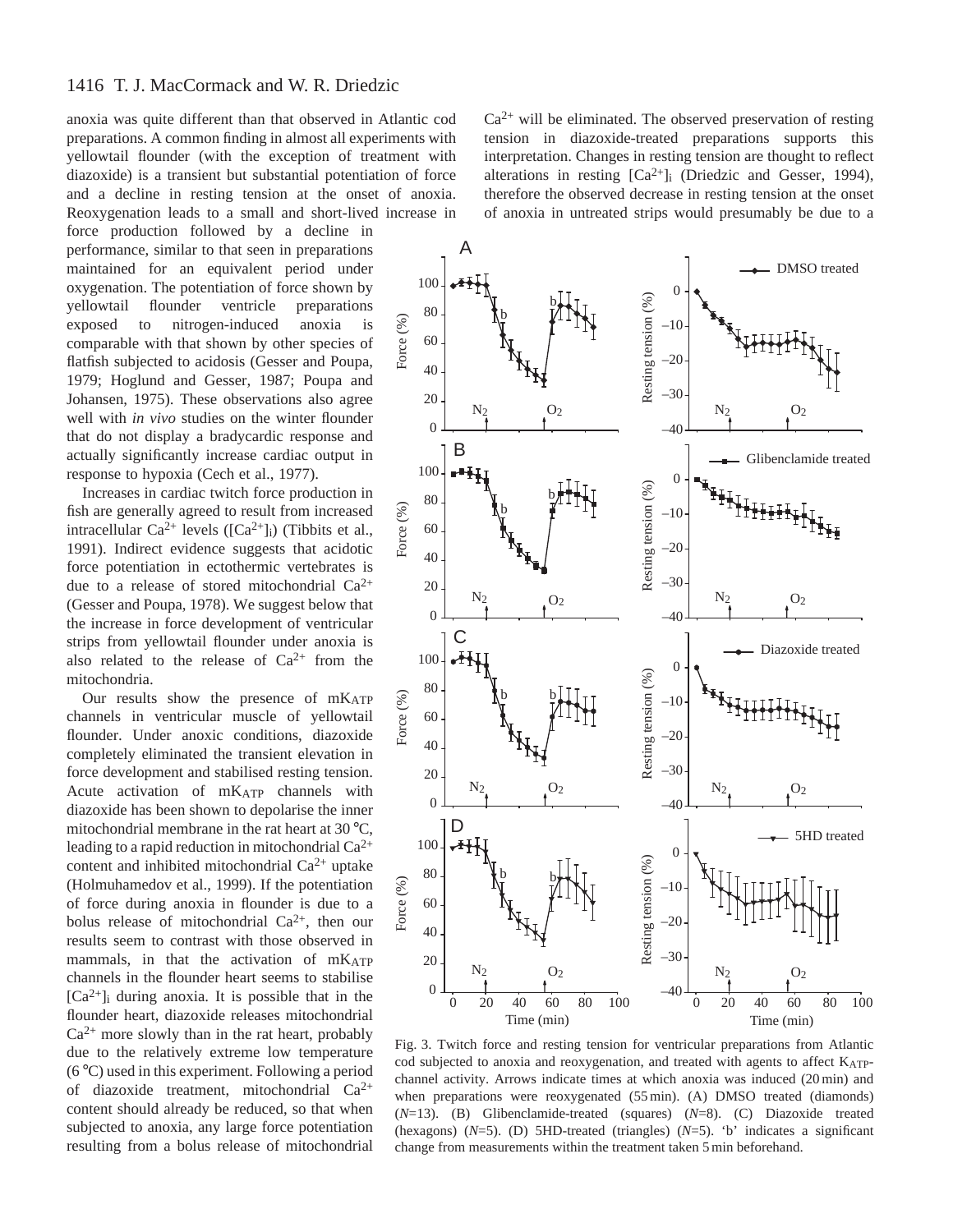anoxia was quite different than that observed in Atlantic cod preparations. A common finding in almost all experiments with yellowtail flounder (with the exception of treatment with diazoxide) is a transient but substantial potentiation of force and a decline in resting tension at the onset of anoxia. Reoxygenation leads to a small and short-lived increase in force production followed by a decline in performance, similar to that seen in preparations maintained for an equivalent period under oxygenation. The potentiation of force shown by yellowtail flounder ventricle preparations exposed to nitrogen-induced anoxia is comparable with that shown by other species of flatfish subjected to acidosis (Gesser and Poupa, 1979; Hoglund and Gesser, 1987; Poupa and Johansen, 1975). These observations also agree well with *in vivo* studies on the winter flounder that do not display a bradycardic response and actually significantly increase cardiac output in response to hypoxia (Cech et al., 1977).

Increases in cardiac twitch force production in fish are generally agreed to result from increased intracellular $Ca^{2+}$ levels ($[Ca^{2+}]_i$) (Tibbits et al., 1991). Indirect evidence suggests that acidotic force potentiation in ectothermic vertebrates is due to a release of stored mitochondrial $Ca^{2+}$ (Gesser and Poupa, 1978). We suggest below that the increase in force development of ventricular strips from yellowtail flounder under anoxia is also related to the release of $Ca^{2+}$ from the mitochondria.

Our results show the presence of $mK_{ATP}$ channels in ventricular muscle of yellowtail flounder. Under anoxic conditions, diazoxide completely eliminated the transient elevation in force development and stabilised resting tension. Acute activation of $mK_{ATP}$ channels with diazoxide has been shown to depolarise the inner mitochondrial membrane in the rat heart at 30 °C, leading to a rapid reduction in mitochondrial $Ca^{2+}$ content and inhibited mitochondrial $Ca^{2+}$ uptake (Holmuhamedov et al., 1999). If the potentiation of force during anoxia in flounder is due to a bolus release of mitochondrial $Ca^{2+}$, then our results seem to contrast with those observed in mammals, in that the activation of $mK_{ATP}$ channels in the flounder heart seems to stabilise $[Ca^{2+}]_i$ during anoxia. It is possible that in the flounder heart, diazoxide releases mitochondrial $Ca^{2+}$ more slowly than in the rat heart, probably due to the relatively extreme low temperature (6 °C) used in this experiment. Following a period of diazoxide treatment, mitochondrial $Ca^{2+}$ content should already be reduced, so that when subjected to anoxia, any large force potentiation resulting from a bolus release of mitochondrial $Ca^{2+}$ will be eliminated. The observed preservation of resting tension in diazoxide-treated preparations supports this interpretation. Changes in resting tension are thought to reflect alterations in resting $[Ca^{2+}]_i$ (Driedzic and Gesser, 1994), therefore the observed decrease in resting tension at the onset of anoxia in untreated strips would presumably be due to a

Fig. 3. Twitch force and resting tension for ventricular preparations from Atlantic cod subjected to anoxia and reoxygenation, and treated with agents to affect $K_{ATP}$-channel activity. Arrows indicate times at which anoxia was induced (20 min) and when preparations were reoxygenated (55 min). (A) DMSO treated (diamonds) ($N$=13). (B) Glibenclamide-treated (squares) ($N$=8). (C) Diazoxide treated (hexagons) ($N$=5). (D) 5HD-treated (triangles) ($N$=5). 'b' indicates a significant change from measurements within the treatment taken 5 min beforehand.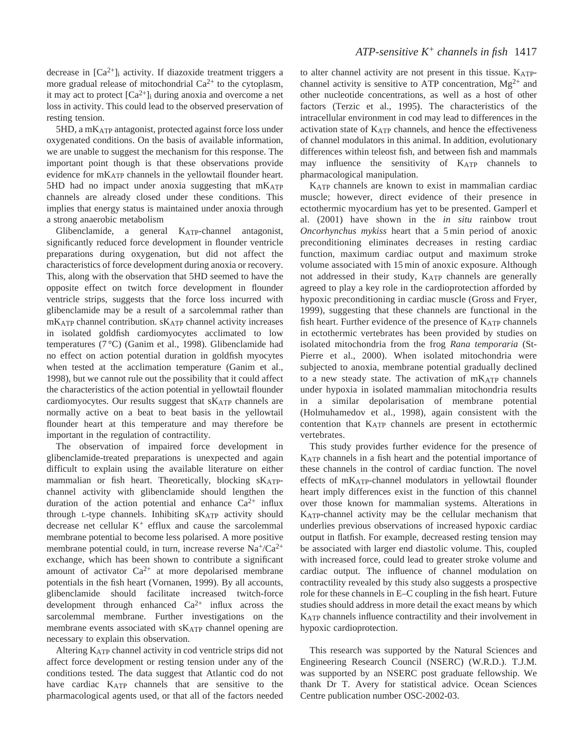decrease in $[Ca^{2+}]_i$ activity. If diazoxide treatment triggers a more gradual release of mitochondrial $Ca^{2+}$ to the cytoplasm, it may act to protect $[Ca^{2+}]_i$ during anoxia and overcome a net loss in activity. This could lead to the observed preservation of resting tension.

5HD, a $mK_{ATP}$ antagonist, protected against force loss under oxygenated conditions. On the basis of available information, we are unable to suggest the mechanism for this response. The important point though is that these observations provide evidence for $mK_{ATP}$ channels in the yellowtail flounder heart. 5HD had no impact under anoxia suggesting that $mK_{ATP}$ channels are already closed under these conditions. This implies that energy status is maintained under anoxia through a strong anaerobic metabolism

Glibenclamide, a general $K_{ATP}$-channel antagonist, significantly reduced force development in flounder ventricle preparations during oxygenation, but did not affect the characteristics of force development during anoxia or recovery. This, along with the observation that 5HD seemed to have the opposite effect on twitch force development in flounder ventricle strips, suggests that the force loss incurred with glibenclamide may be a result of a sarcolemmal rather than $mK_{ATP}$ channel contribution. $sK_{ATP}$ channel activity increases in isolated goldfish cardiomyocytes acclimated to low temperatures (7 °C) (Ganim et al., 1998). Glibenclamide had no effect on action potential duration in goldfish myocytes when tested at the acclimation temperature (Ganim et al., 1998), but we cannot rule out the possibility that it could affect the characteristics of the action potential in yellowtail flounder cardiomyocytes. Our results suggest that $sK_{ATP}$ channels are normally active on a beat to beat basis in the yellowtail flounder heart at this temperature and may therefore be important in the regulation of contractility.

The observation of impaired force development in glibenclamide-treated preparations is unexpected and again difficult to explain using the available literature on either mammalian or fish heart. Theoretically, blocking $sK_{ATP}$-channel activity with glibenclamide should lengthen the duration of the action potential and enhance $Ca^{2+}$ influx through L-type channels. Inhibiting $sK_{ATP}$ activity should decrease net cellular $K^+$ efflux and cause the sarcolemmal membrane potential to become less polarised. A more positive membrane potential could, in turn, increase reverse $Na^+/Ca^{2+}$ exchange, which has been shown to contribute a significant amount of activator $Ca^{2+}$ at more depolarised membrane potentials in the fish heart (Vornanen, 1999). By all accounts, glibenclamide should facilitate increased twitch-force development through enhanced $Ca^{2+}$ influx across the sarcolemmal membrane. Further investigations on the membrane events associated with $sK_{ATP}$ channel opening are necessary to explain this observation.

Altering $K_{ATP}$ channel activity in cod ventricle strips did not affect force development or resting tension under any of the conditions tested. The data suggest that Atlantic cod do not have cardiac $K_{ATP}$ channels that are sensitive to the pharmacological agents used, or that all of the factors needed to alter channel activity are not present in this tissue. $K_{ATP}$-channel activity is sensitive to ATP concentration, $Mg^{2+}$ and other nucleotide concentrations, as well as a host of other factors (Terzic et al., 1995). The characteristics of the intracellular environment in cod may lead to differences in the activation state of $K_{ATP}$ channels, and hence the effectiveness of channel modulators in this animal. In addition, evolutionary differences within teleost fish, and between fish and mammals may influence the sensitivity of $K_{ATP}$ channels to pharmacological manipulation.

$K_{ATP}$ channels are known to exist in mammalian cardiac muscle; however, direct evidence of their presence in ectothermic myocardium has yet to be presented. Gamperl et al. (2001) have shown in the *in situ* rainbow trout *Oncorhynchus mykiss* heart that a 5 min period of anoxic preconditioning eliminates decreases in resting cardiac function, maximum cardiac output and maximum stroke volume associated with 15 min of anoxic exposure. Although not addressed in their study, $K_{ATP}$ channels are generally agreed to play a key role in the cardioprotection afforded by hypoxic preconditioning in cardiac muscle (Gross and Fryer, 1999), suggesting that these channels are functional in the fish heart. Further evidence of the presence of $K_{ATP}$ channels in ectothermic vertebrates has been provided by studies on isolated mitochondria from the frog *Rana temporaria* (St-Pierre et al., 2000). When isolated mitochondria were subjected to anoxia, membrane potential gradually declined to a new steady state. The activation of $mK_{ATP}$ channels under hypoxia in isolated mammalian mitochondria results in a similar depolarisation of membrane potential (Holmuhamedov et al., 1998), again consistent with the contention that $K_{ATP}$ channels are present in ectothermic vertebrates.

This study provides further evidence for the presence of $K_{ATP}$ channels in a fish heart and the potential importance of these channels in the control of cardiac function. The novel effects of $mK_{ATP}$-channel modulators in yellowtail flounder heart imply differences exist in the function of this channel over those known for mammalian systems. Alterations in $K_{ATP}$-channel activity may be the cellular mechanism that underlies previous observations of increased hypoxic cardiac output in flatfish. For example, decreased resting tension may be associated with larger end diastolic volume. This, coupled with increased force, could lead to greater stroke volume and cardiac output. The influence of channel modulation on contractility revealed by this study also suggests a prospective role for these channels in E–C coupling in the fish heart. Future studies should address in more detail the exact means by which $K_{ATP}$ channels influence contractility and their involvement in hypoxic cardioprotection.

This research was supported by the Natural Sciences and Engineering Research Council (NSERC) (W.R.D.). T.J.M. was supported by an NSERC post graduate fellowship. We thank Dr T. Avery for statistical advice. Ocean Sciences Centre publication number OSC-2002-03.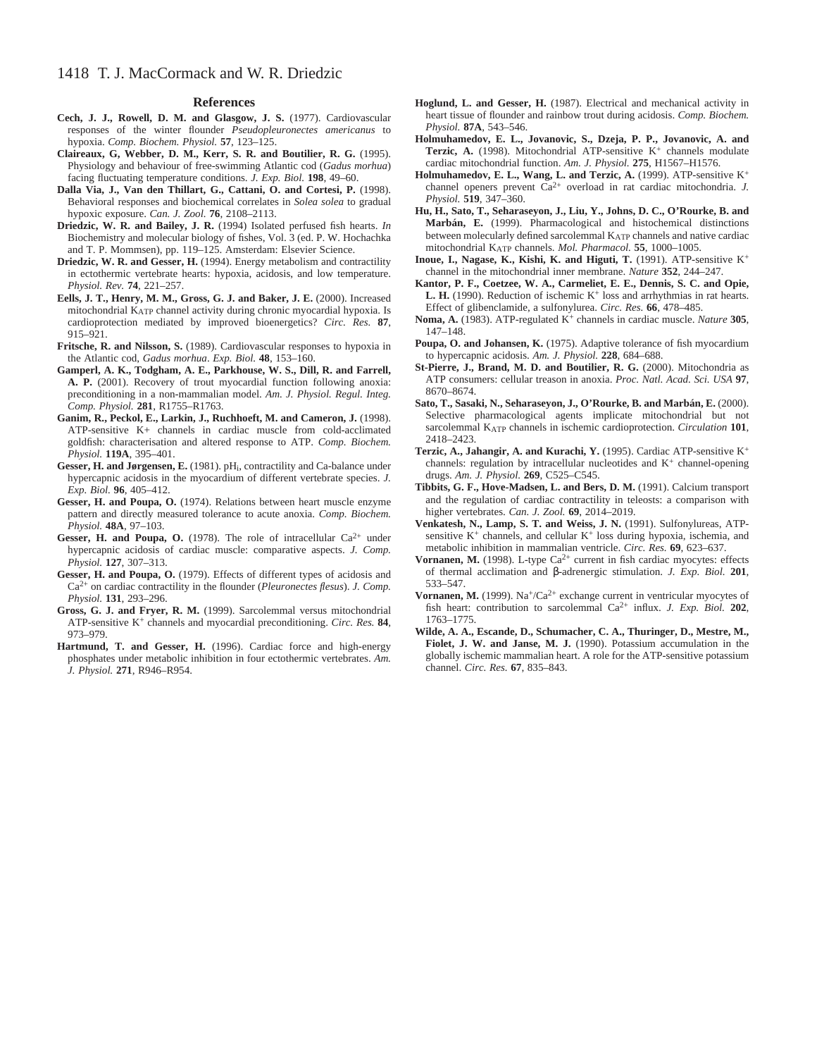## References

**Cech, J. J., Rowell, D. M. and Glasgow, J. S.** (1977). Cardiovascular responses of the winter flounder *Pseudopleuronectes americanus* to hypoxia. *Comp. Biochem. Physiol.* **57**, 123–125.

**Claireaux, G, Webber, D. M., Kerr, S. R. and Boutilier, R. G.** (1995). Physiology and behaviour of free-swimming Atlantic cod (*Gadus morhua*) facing fluctuating temperature conditions. *J. Exp. Biol.* **198**, 49–60.

**Dalla Via, J., Van den Thillart, G., Cattani, O. and Cortesi, P.** (1998). Behavioral responses and biochemical correlates in *Solea solea* to gradual hypoxic exposure. *Can. J. Zool.* **76**, 2108–2113.

**Driedzic, W. R. and Bailey, J. R.** (1994) Isolated perfused fish hearts. *In* Biochemistry and molecular biology of fishes, Vol. 3 (ed. P. W. Hochachka and T. P. Mommsen), pp. 119–125. Amsterdam: Elsevier Science.

**Driedzic, W. R. and Gesser, H.** (1994). Energy metabolism and contractility in ectothermic vertebrate hearts: hypoxia, acidosis, and low temperature. *Physiol. Rev.* **74**, 221–257.

**Eells, J. T., Henry, M. M., Gross, G. J. and Baker, J. E.** (2000). Increased mitochondrial $K_{ATP}$ channel activity during chronic myocardial hypoxia. Is cardioprotection mediated by improved bioenergetics? *Circ. Res.* **87**, 915–921.

**Fritsche, R. and Nilsson, S.** (1989). Cardiovascular responses to hypoxia in the Atlantic cod, *Gadus morhua*. *Exp. Biol.* **48**, 153–160.

**Gamperl, A. K., Todgham, A. E., Parkhouse, W. S., Dill, R. and Farrell, A. P.** (2001). Recovery of trout myocardial function following anoxia: preconditioning in a non-mammalian model. *Am. J. Physiol. Regul. Integ. Comp. Physiol.* **281**, R1755–R1763.

**Ganim, R., Peckol, E., Larkin, J., Ruchhoeft, M. and Cameron, J.** (1998). ATP-sensitive K+ channels in cardiac muscle from cold-acclimated goldfish: characterisation and altered response to ATP. *Comp. Biochem. Physiol.* **119A**, 395–401.

**Gesser, H. and Jørgensen, E.** (1981). $pH_i$, contractility and Ca-balance under hypercapnic acidosis in the myocardium of different vertebrate species. *J. Exp. Biol.* **96**, 405–412.

**Gesser, H. and Poupa, O.** (1974). Relations between heart muscle enzyme pattern and directly measured tolerance to acute anoxia. *Comp. Biochem. Physiol.* **48A**, 97–103.

**Gesser, H. and Poupa, O.** (1978). The role of intracellular $Ca^{2+}$ under hypercapnic acidosis of cardiac muscle: comparative aspects. *J. Comp. Physiol.* **127**, 307–313.

**Gesser, H. and Poupa, O.** (1979). Effects of different types of acidosis and $Ca^{2+}$ on cardiac contractility in the flounder (*Pleuronectes flesus*). *J. Comp. Physiol.* **131**, 293–296.

**Gross, G. J. and Fryer, R. M.** (1999). Sarcolemmal versus mitochondrial ATP-sensitive $K^+$ channels and myocardial preconditioning. *Circ. Res.* **84**, 973–979.

**Hartmund, T. and Gesser, H.** (1996). Cardiac force and high-energy phosphates under metabolic inhibition in four ectothermic vertebrates. *Am. J. Physiol.* **271**, R946–R954.

**Hoglund, L. and Gesser, H.** (1987). Electrical and mechanical activity in heart tissue of flounder and rainbow trout during acidosis. *Comp. Biochem. Physiol.* **87A**, 543–546.

**Holmuhamedov, E. L., Jovanovic, S., Dzeja, P. P., Jovanovic, A. and Terzic, A.** (1998). Mitochondrial ATP-sensitive $K^+$ channels modulate cardiac mitochondrial function. *Am. J. Physiol.* **275**, H1567–H1576.

**Holmuhamedov, E. L., Wang, L. and Terzic, A.** (1999). ATP-sensitive $K^+$ channel openers prevent $Ca^{2+}$ overload in rat cardiac mitochondria. *J. Physiol.* **519**, 347–360.

**Hu, H., Sato, T., Seharaseyon, J., Liu, Y., Johns, D. C., O'Rourke, B. and Marbán, E.** (1999). Pharmacological and histochemical distinctions between molecularly defined sarcolemmal $K_{ATP}$ channels and native cardiac mitochondrial $K_{ATP}$ channels. *Mol. Pharmacol.* **55**, 1000–1005.

**Inoue, I., Nagase, K., Kishi, K. and Higuti, T.** (1991). ATP-sensitive $K^+$ channel in the mitochondrial inner membrane. *Nature* **352**, 244–247.

**Kantor, P. F., Coetzee, W. A., Carmeliet, E. E., Dennis, S. C. and Opie, L. H.** (1990). Reduction of ischemic $K^+$ loss and arrhythmias in rat hearts. Effect of glibenclamide, a sulfonylurea. *Circ. Res.* **66**, 478–485.

**Noma, A.** (1983). ATP-regulated $K^+$ channels in cardiac muscle. *Nature* **305**, 147–148.

**Poupa, O. and Johansen, K.** (1975). Adaptive tolerance of fish myocardium to hypercapnic acidosis. *Am. J. Physiol.* **228**, 684–688.

**St-Pierre, J., Brand, M. D. and Boutilier, R. G.** (2000). Mitochondria as ATP consumers: cellular treason in anoxia. *Proc. Natl. Acad. Sci. USA* **97**, 8670–8674.

**Sato, T., Sasaki, N., Seharaseyon, J., O'Rourke, B. and Marbán, E.** (2000). Selective pharmacological agents implicate mitochondrial but not sarcolemmal $K_{ATP}$ channels in ischemic cardioprotection. *Circulation* **101**, 2418–2423.

**Terzic, A., Jahangir, A. and Kurachi, Y.** (1995). Cardiac ATP-sensitive $K^+$ channels: regulation by intracellular nucleotides and $K^+$ channel-opening drugs. *Am. J. Physiol.* **269**, C525–C545.

**Tibbits, G. F., Hove-Madsen, L. and Bers, D. M.** (1991). Calcium transport and the regulation of cardiac contractility in teleosts: a comparison with higher vertebrates. *Can. J. Zool.* **69**, 2014–2019.

**Venkatesh, N., Lamp, S. T. and Weiss, J. N.** (1991). Sulfonylureas, ATP-sensitive $K^+$ channels, and cellular $K^+$ loss during hypoxia, ischemia, and metabolic inhibition in mammalian ventricle. *Circ. Res.* **69**, 623–637.

**Vornanen, M.** (1998). L-type $Ca^{2+}$ current in fish cardiac myocytes: effects of thermal acclimation and β-adrenergic stimulation. *J. Exp. Biol.* **201**, 533–547.

**Vornanen, M.** (1999). $Na^+/Ca^{2+}$ exchange current in ventricular myocytes of fish heart: contribution to sarcolemmal $Ca^{2+}$ influx. *J. Exp. Biol.* **202**, 1763–1775.

**Wilde, A. A., Escande, D., Schumacher, C. A., Thuringer, D., Mestre, M., Fiolet, J. W. and Janse, M. J.** (1990). Potassium accumulation in the globally ischemic mammalian heart. A role for the ATP-sensitive potassium channel. *Circ. Res.* **67**, 835–843.